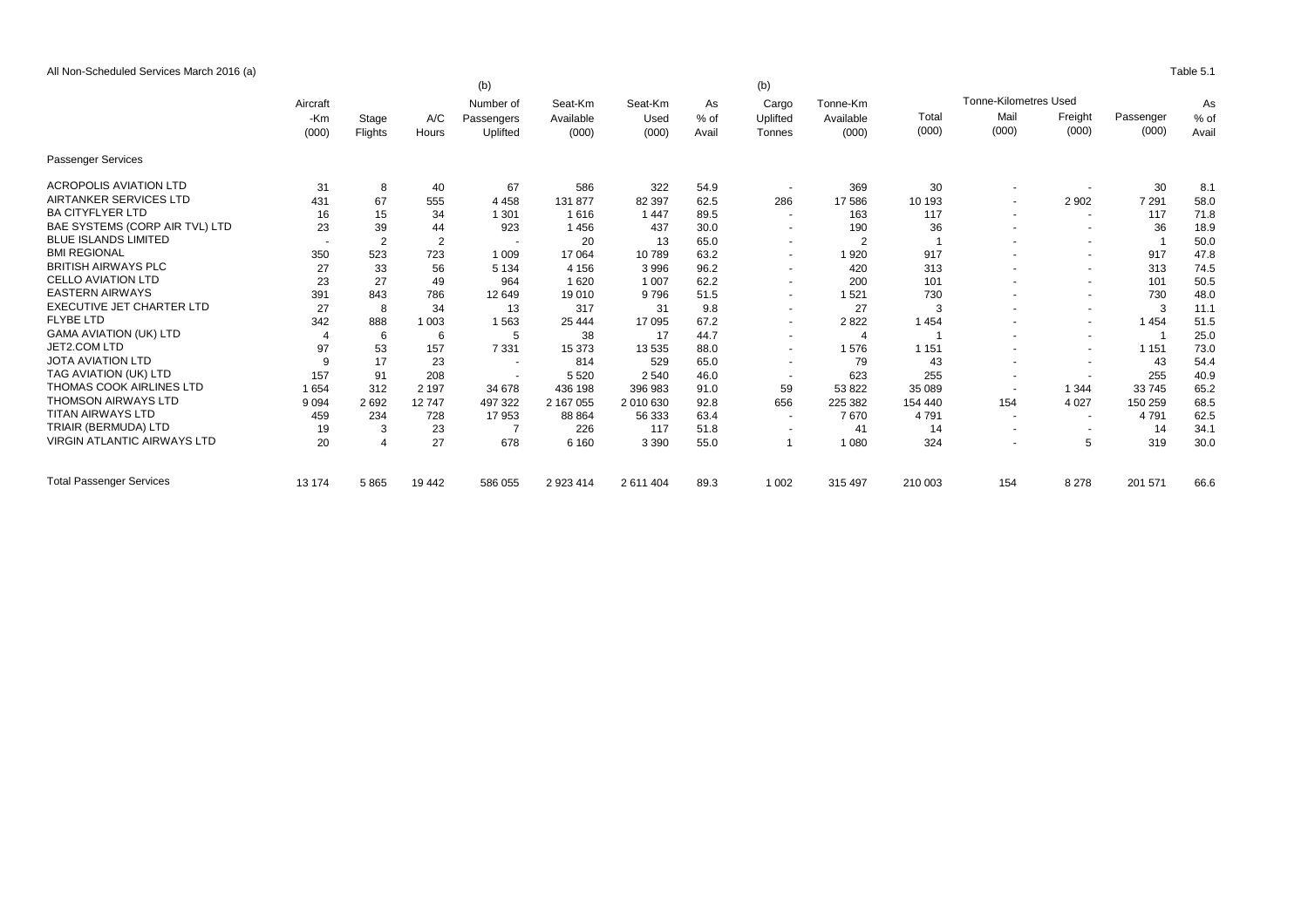All Non-Scheduled Services March 2016 (a)

Table 5.1

| | Aircraft -Km (000) | Stage Flights | A/C Hours | (b) Number of Passengers Uplifted | Seat-Km Available (000) | Seat-Km Used (000) | As % of Avail | (b) Cargo Uplifted Tonnes | Tonne-Km Available (000) | Total (000) | Tonne-Kilometres Used Mail (000) | Freight (000) | Passenger (000) | As % of Avail |
|---|---|---|---|---|---|---|---|---|---|---|---|---|---|---|
| Passenger Services | | | | | | | | | | | | | | |
| ACROPOLIS AVIATION LTD | 31 | 8 | 40 | 67 | 586 | 322 | 54.9 | - | 369 | 30 | - | - | 30 | 8.1 |
| AIRTANKER SERVICES LTD | 431 | 67 | 555 | 4 458 | 131 877 | 82 397 | 62.5 | 286 | 17 586 | 10 193 | - | 2 902 | 7 291 | 58.0 |
| BA CITYFLYER LTD | 16 | 15 | 34 | 1 301 | 1 616 | 1 447 | 89.5 | - | 163 | 117 | - | - | 117 | 71.8 |
| BAE SYSTEMS (CORP AIR TVL) LTD | 23 | 39 | 44 | 923 | 1 456 | 437 | 30.0 | - | 190 | 36 | - | - | 36 | 18.9 |
| BLUE ISLANDS LIMITED | - | 2 | 2 | - | 20 | 13 | 65.0 | - | 2 | 1 | - | - | 1 | 50.0 |
| BMI REGIONAL | 350 | 523 | 723 | 1 009 | 17 064 | 10 789 | 63.2 | - | 1 920 | 917 | - | - | 917 | 47.8 |
| BRITISH AIRWAYS PLC | 27 | 33 | 56 | 5 134 | 4 156 | 3 996 | 96.2 | - | 420 | 313 | - | - | 313 | 74.5 |
| CELLO AVIATION LTD | 23 | 27 | 49 | 964 | 1 620 | 1 007 | 62.2 | - | 200 | 101 | - | - | 101 | 50.5 |
| EASTERN AIRWAYS | 391 | 843 | 786 | 12 649 | 19 010 | 9 796 | 51.5 | - | 1 521 | 730 | - | - | 730 | 48.0 |
| EXECUTIVE JET CHARTER LTD | 27 | 8 | 34 | 13 | 317 | 31 | 9.8 | - | 27 | 3 | - | - | 3 | 11.1 |
| FLYBE LTD | 342 | 888 | 1 003 | 1 563 | 25 444 | 17 095 | 67.2 | - | 2 822 | 1 454 | - | - | 1 454 | 51.5 |
| GAMA AVIATION (UK) LTD | 4 | 6 | 6 | 5 | 38 | 17 | 44.7 | - | 4 | 1 | - | - | 1 | 25.0 |
| JET2.COM LTD | 97 | 53 | 157 | 7 331 | 15 373 | 13 535 | 88.0 | - | 1 576 | 1 151 | - | - | 1 151 | 73.0 |
| JOTA AVIATION LTD | 9 | 17 | 23 | - | 814 | 529 | 65.0 | - | 79 | 43 | - | - | 43 | 54.4 |
| TAG AVIATION (UK) LTD | 157 | 91 | 208 | - | 5 520 | 2 540 | 46.0 | - | 623 | 255 | - | - | 255 | 40.9 |
| THOMAS COOK AIRLINES LTD | 1 654 | 312 | 2 197 | 34 678 | 436 198 | 396 983 | 91.0 | 59 | 53 822 | 35 089 | - | 1 344 | 33 745 | 65.2 |
| THOMSON AIRWAYS LTD | 9 094 | 2 692 | 12 747 | 497 322 | 2 167 055 | 2 010 630 | 92.8 | 656 | 225 382 | 154 440 | 154 | 4 027 | 150 259 | 68.5 |
| TITAN AIRWAYS LTD | 459 | 234 | 728 | 17 953 | 88 864 | 56 333 | 63.4 | - | 7 670 | 4 791 | - | - | 4 791 | 62.5 |
| TRIAIR (BERMUDA) LTD | 19 | 3 | 23 | 7 | 226 | 117 | 51.8 | - | 41 | 14 | - | - | 14 | 34.1 |
| VIRGIN ATLANTIC AIRWAYS LTD | 20 | 4 | 27 | 678 | 6 160 | 3 390 | 55.0 | 1 | 1 080 | 324 | - | 5 | 319 | 30.0 |
| Total Passenger Services | 13 174 | 5 865 | 19 442 | 586 055 | 2 923 414 | 2 611 404 | 89.3 | 1 002 | 315 497 | 210 003 | 154 | 8 278 | 201 571 | 66.6 |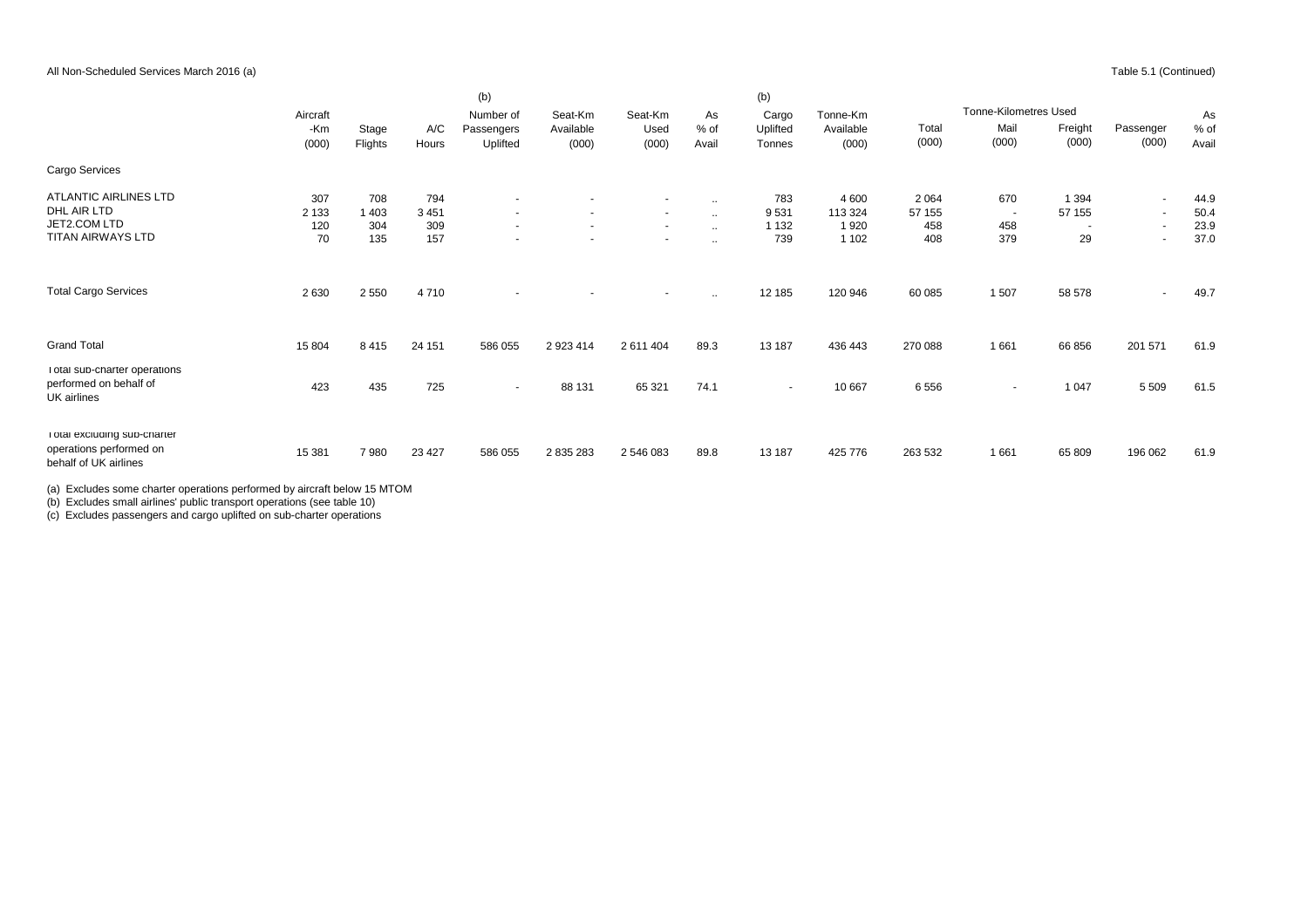All Non-Scheduled Services March 2016 (a)

Table 5.1 (Continued)

| | Aircraft -Km (000) | Stage Flights | A/C Hours | (b) Number of Passengers Uplifted | Seat-Km Available (000) | Seat-Km Used (000) | As % of Avail | (b) Cargo Uplifted Tonnes | Tonne-Km Available (000) | Tonne-Kilometres Used Total (000) | Mail (000) | Freight (000) | Passenger (000) | As % of Avail |
|---|---|---|---|---|---|---|---|---|---|---|---|---|---|---|
| Cargo Services | | | | | | | | | | | | | | |
| ATLANTIC AIRLINES LTD | 307 | 708 | 794 | - | - | - | .. | 783 | 4 600 | 2 064 | 670 | 1 394 | - | 44.9 |
| DHL AIR LTD | 2 133 | 1 403 | 3 451 | - | - | - | .. | 9 531 | 113 324 | 57 155 | - | 57 155 | - | 50.4 |
| JET2.COM LTD | 120 | 304 | 309 | - | - | - | .. | 1 132 | 1 920 | 458 | 458 | - | - | 23.9 |
| TITAN AIRWAYS LTD | 70 | 135 | 157 | - | - | - | .. | 739 | 1 102 | 408 | 379 | 29 | - | 37.0 |
| Total Cargo Services | 2 630 | 2 550 | 4 710 | - | - | - | .. | 12 185 | 120 946 | 60 085 | 1 507 | 58 578 | - | 49.7 |
| Grand Total | 15 804 | 8 415 | 24 151 | 586 055 | 2 923 414 | 2 611 404 | 89.3 | 13 187 | 436 443 | 270 088 | 1 661 | 66 856 | 201 571 | 61.9 |
| Total sub-charter operations performed on behalf of UK airlines | 423 | 435 | 725 | - | 88 131 | 65 321 | 74.1 | - | 10 667 | 6 556 | - | 1 047 | 5 509 | 61.5 |
| Total excluding sub-charter operations performed on behalf of UK airlines | 15 381 | 7 980 | 23 427 | 586 055 | 2 835 283 | 2 546 083 | 89.8 | 13 187 | 425 776 | 263 532 | 1 661 | 65 809 | 196 062 | 61.9 |

(a) Excludes some charter operations performed by aircraft below 15 MTOM
(b) Excludes small airlines' public transport operations (see table 10)
(c) Excludes passengers and cargo uplifted on sub-charter operations